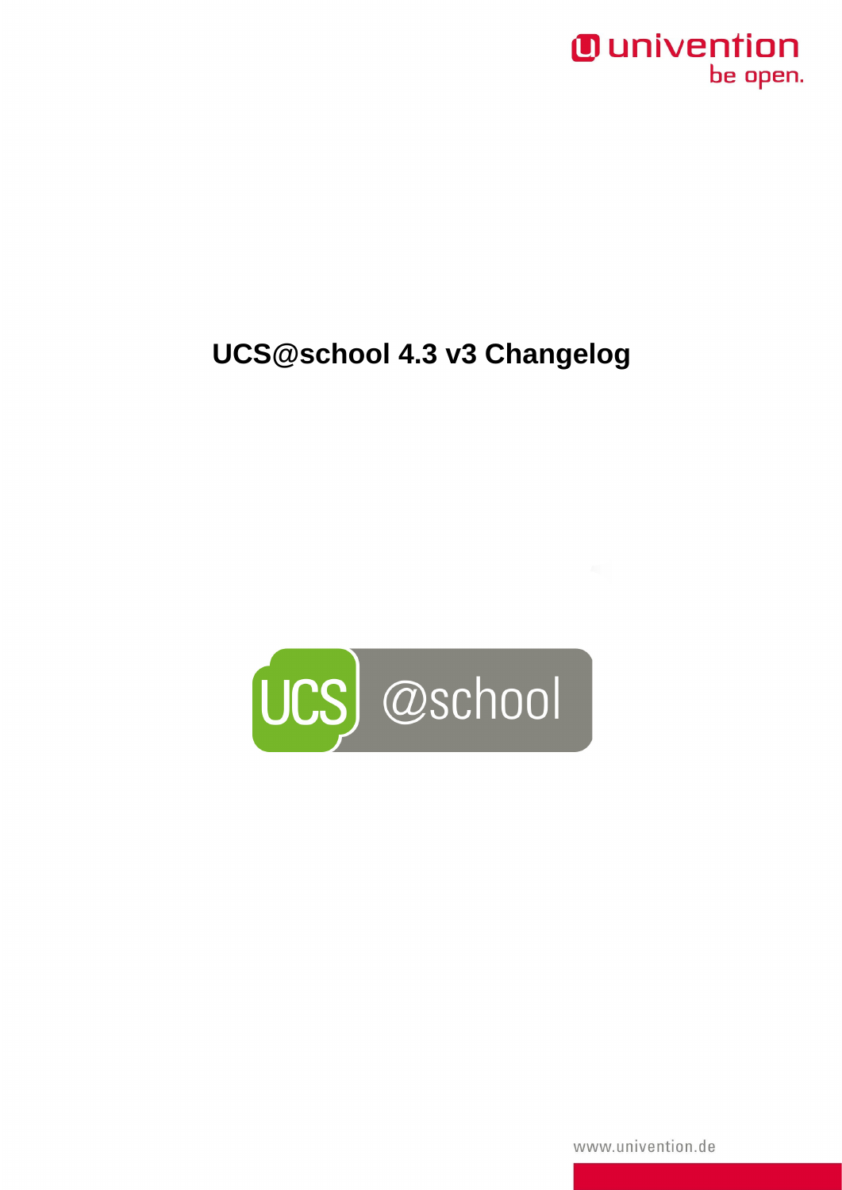# UCS@school 4.3 v3 Changelog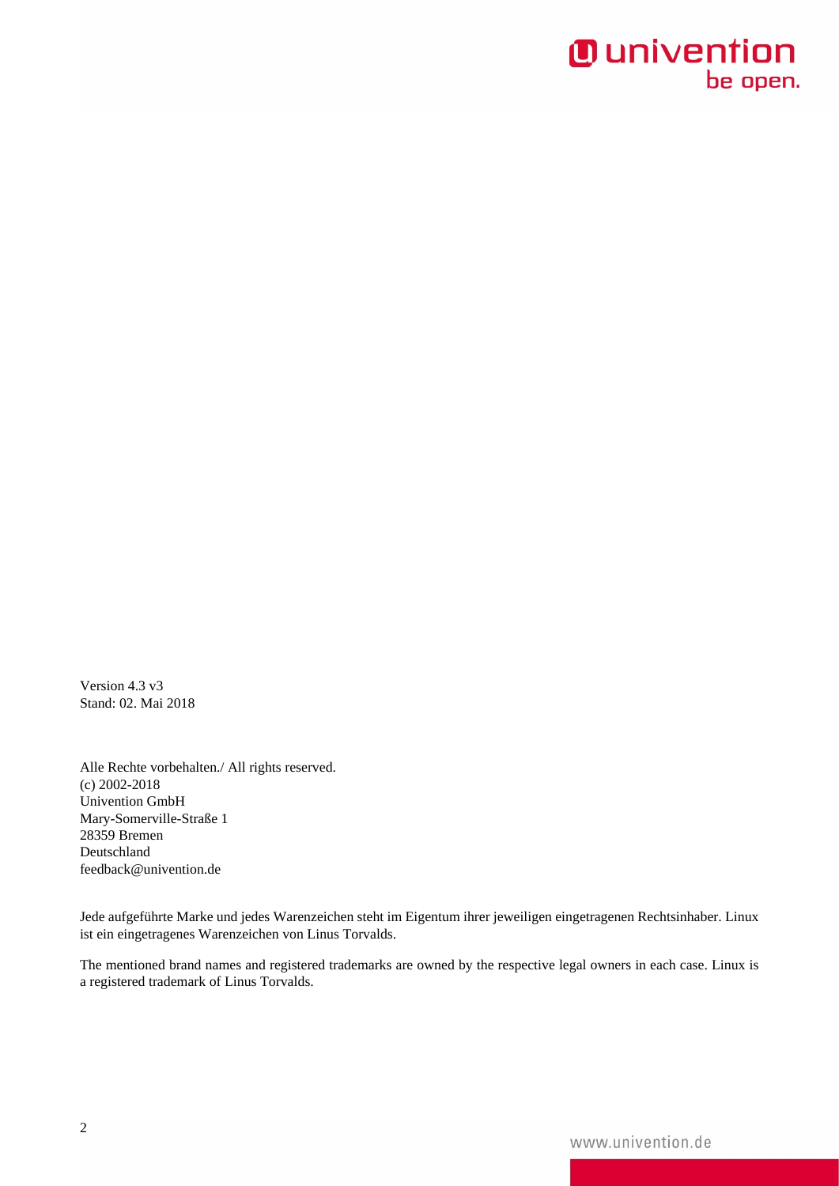Version 4.3 v3
Stand: 02. Mai 2018

Alle Rechte vorbehalten./ All rights reserved.
(c) 2002-2018
Univention GmbH
Mary-Somerville-Straße 1
28359 Bremen
Deutschland
feedback@univention.de

Jede aufgeführte Marke und jedes Warenzeichen steht im Eigentum ihrer jeweiligen eingetragenen Rechtsinhaber. Linux ist ein eingetragenes Warenzeichen von Linus Torvalds.

The mentioned brand names and registered trademarks are owned by the respective legal owners in each case. Linux is a registered trademark of Linus Torvalds.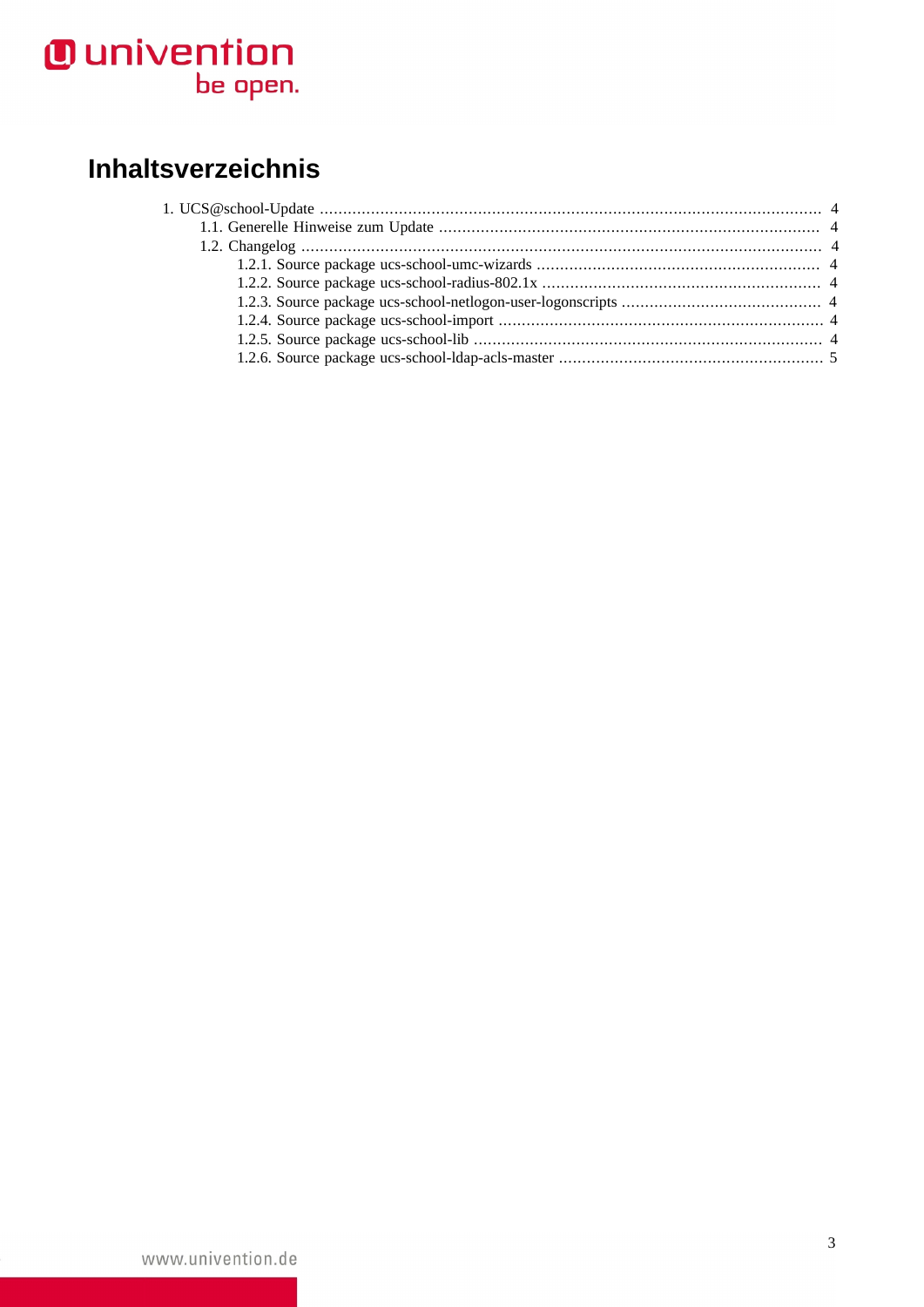# Inhaltsverzeichnis

1. UCS@school-Update ... 4
   - 1.1. Generelle Hinweise zum Update ... 4
   - 1.2. Changelog ... 4
     - 1.2.1. Source package ucs-school-umc-wizards ... 4
     - 1.2.2. Source package ucs-school-radius-802.1x ... 4
     - 1.2.3. Source package ucs-school-netlogon-user-logonscripts ... 4
     - 1.2.4. Source package ucs-school-import ... 4
     - 1.2.5. Source package ucs-school-lib ... 4
     - 1.2.6. Source package ucs-school-ldap-acls-master ... 5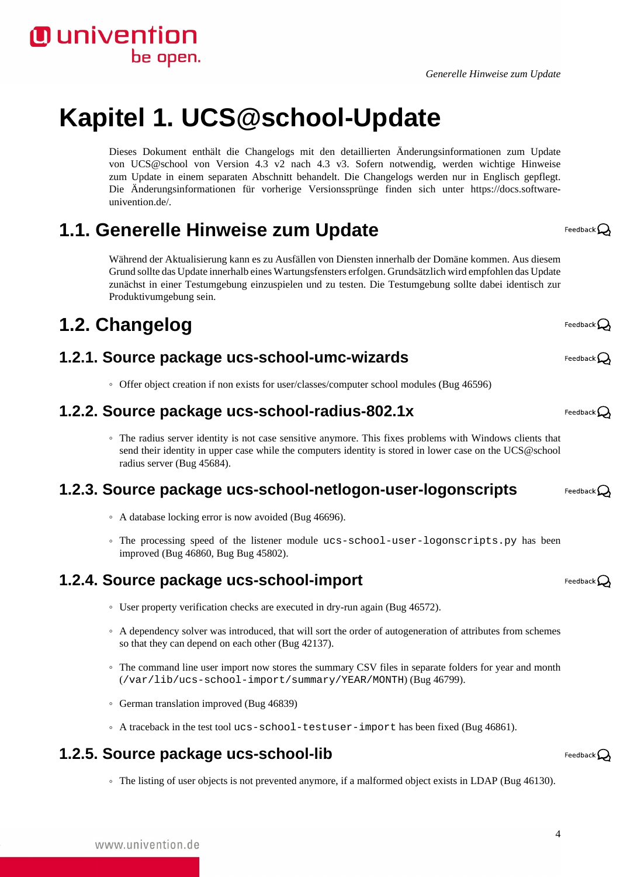# Kapitel 1. UCS@school-Update

Dieses Dokument enthält die Changelogs mit den detaillierten Änderungsinformationen zum Update von UCS@school von Version 4.3 v2 nach 4.3 v3. Sofern notwendig, werden wichtige Hinweise zum Update in einem separaten Abschnitt behandelt. Die Changelogs werden nur in Englisch gepflegt. Die Änderungsinformationen für vorherige Versionssprünge finden sich unter https://docs.software-univention.de/.

## 1.1. Generelle Hinweise zum Update

Während der Aktualisierung kann es zu Ausfällen von Diensten innerhalb der Domäne kommen. Aus diesem Grund sollte das Update innerhalb eines Wartungsfensters erfolgen. Grundsätzlich wird empfohlen das Update zunächst in einer Testumgebung einzuspielen und zu testen. Die Testumgebung sollte dabei identisch zur Produktivumgebung sein.

## 1.2. Changelog

### 1.2.1. Source package ucs-school-umc-wizards

- Offer object creation if non exists for user/classes/computer school modules (Bug 46596)

### 1.2.2. Source package ucs-school-radius-802.1x

- The radius server identity is not case sensitive anymore. This fixes problems with Windows clients that send their identity in upper case while the computers identity is stored in lower case on the UCS@school radius server (Bug 45684).

### 1.2.3. Source package ucs-school-netlogon-user-logonscripts

- A database locking error is now avoided (Bug 46696).
- The processing speed of the listener module `ucs-school-user-logonscripts.py` has been improved (Bug 46860, Bug Bug 45802).

### 1.2.4. Source package ucs-school-import

- User property verification checks are executed in dry-run again (Bug 46572).
- A dependency solver was introduced, that will sort the order of autogeneration of attributes from schemes so that they can depend on each other (Bug 42137).
- The command line user import now stores the summary CSV files in separate folders for year and month (`/var/lib/ucs-school-import/summary/YEAR/MONTH`) (Bug 46799).
- German translation improved (Bug 46839)
- A traceback in the test tool `ucs-school-testuser-import` has been fixed (Bug 46861).

### 1.2.5. Source package ucs-school-lib

- The listing of user objects is not prevented anymore, if a malformed object exists in LDAP (Bug 46130).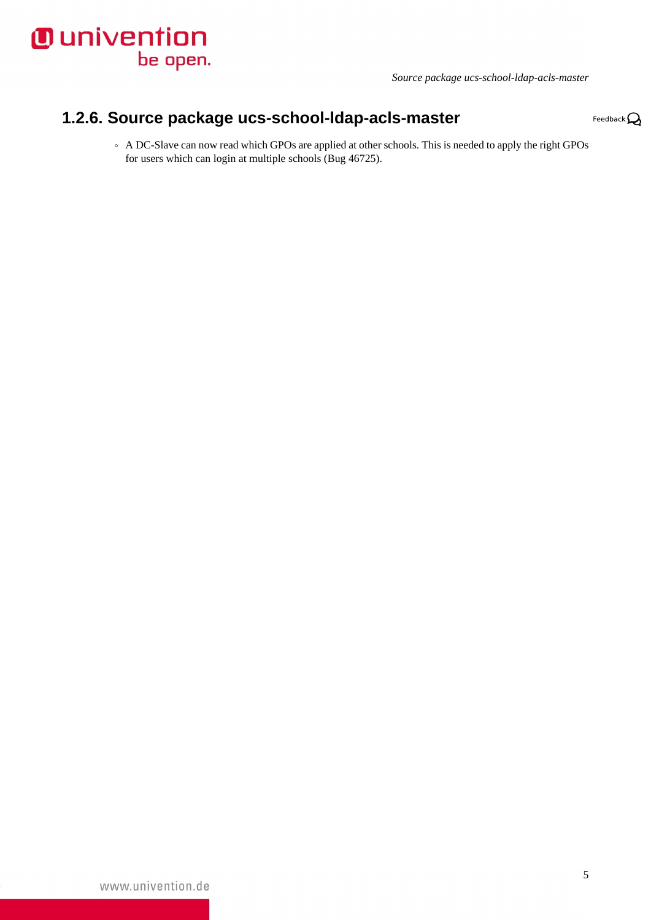### 1.2.6. Source package ucs-school-ldap-acls-master

- A DC-Slave can now read which GPOs are applied at other schools. This is needed to apply the right GPOs for users which can login at multiple schools (Bug 46725).